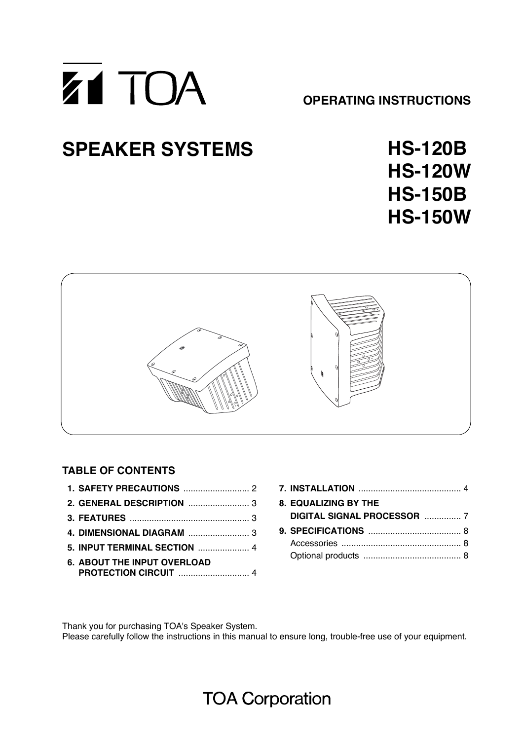TOA

**OPERATING INSTRUCTIONS**

# SPEAKER SYSTEMS

# HS-120B
# HS-120W
# HS-150B
# HS-150W

## TABLE OF CONTENTS

1. **SAFETY PRECAUTIONS** ........................... 2
2. **GENERAL DESCRIPTION** ......................... 3
3. **FEATURES** ................................................ 3
4. **DIMENSIONAL DIAGRAM** ......................... 3
5. **INPUT TERMINAL SECTION** ..................... 4
6. **ABOUT THE INPUT OVERLOAD PROTECTION CIRCUIT** ............................ 4
7. **INSTALLATION** .......................................... 4
8. **EQUALIZING BY THE DIGITAL SIGNAL PROCESSOR** ............... 7
9. **SPECIFICATIONS** ...................................... 8
   - Accessories ................................................. 8
   - Optional products ........................................ 8

Thank you for purchasing TOA's Speaker System.
Please carefully follow the instructions in this manual to ensure long, trouble-free use of your equipment.

TOA Corporation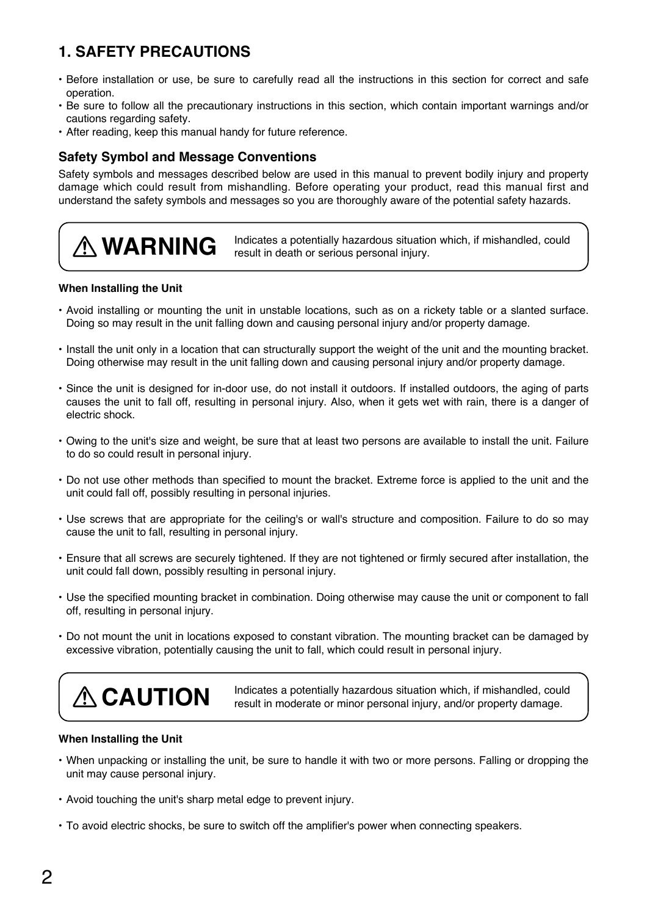## 1. SAFETY PRECAUTIONS

- Before installation or use, be sure to carefully read all the instructions in this section for correct and safe operation.
- Be sure to follow all the precautionary instructions in this section, which contain important warnings and/or cautions regarding safety.
- After reading, keep this manual handy for future reference.

### Safety Symbol and Message Conventions

Safety symbols and messages described below are used in this manual to prevent bodily injury and property damage which could result from mishandling. Before operating your product, read this manual first and understand the safety symbols and messages so you are thoroughly aware of the potential safety hazards.

**⚠ WARNING** — Indicates a potentially hazardous situation which, if mishandled, could result in death or serious personal injury.

**When Installing the Unit**

- Avoid installing or mounting the unit in unstable locations, such as on a rickety table or a slanted surface. Doing so may result in the unit falling down and causing personal injury and/or property damage.
- Install the unit only in a location that can structurally support the weight of the unit and the mounting bracket. Doing otherwise may result in the unit falling down and causing personal injury and/or property damage.
- Since the unit is designed for in-door use, do not install it outdoors. If installed outdoors, the aging of parts causes the unit to fall off, resulting in personal injury. Also, when it gets wet with rain, there is a danger of electric shock.
- Owing to the unit's size and weight, be sure that at least two persons are available to install the unit. Failure to do so could result in personal injury.
- Do not use other methods than specified to mount the bracket. Extreme force is applied to the unit and the unit could fall off, possibly resulting in personal injuries.
- Use screws that are appropriate for the ceiling's or wall's structure and composition. Failure to do so may cause the unit to fall, resulting in personal injury.
- Ensure that all screws are securely tightened. If they are not tightened or firmly secured after installation, the unit could fall down, possibly resulting in personal injury.
- Use the specified mounting bracket in combination. Doing otherwise may cause the unit or component to fall off, resulting in personal injury.
- Do not mount the unit in locations exposed to constant vibration. The mounting bracket can be damaged by excessive vibration, potentially causing the unit to fall, which could result in personal injury.

**⚠ CAUTION** — Indicates a potentially hazardous situation which, if mishandled, could result in moderate or minor personal injury, and/or property damage.

**When Installing the Unit**

- When unpacking or installing the unit, be sure to handle it with two or more persons. Falling or dropping the unit may cause personal injury.
- Avoid touching the unit's sharp metal edge to prevent injury.
- To avoid electric shocks, be sure to switch off the amplifier's power when connecting speakers.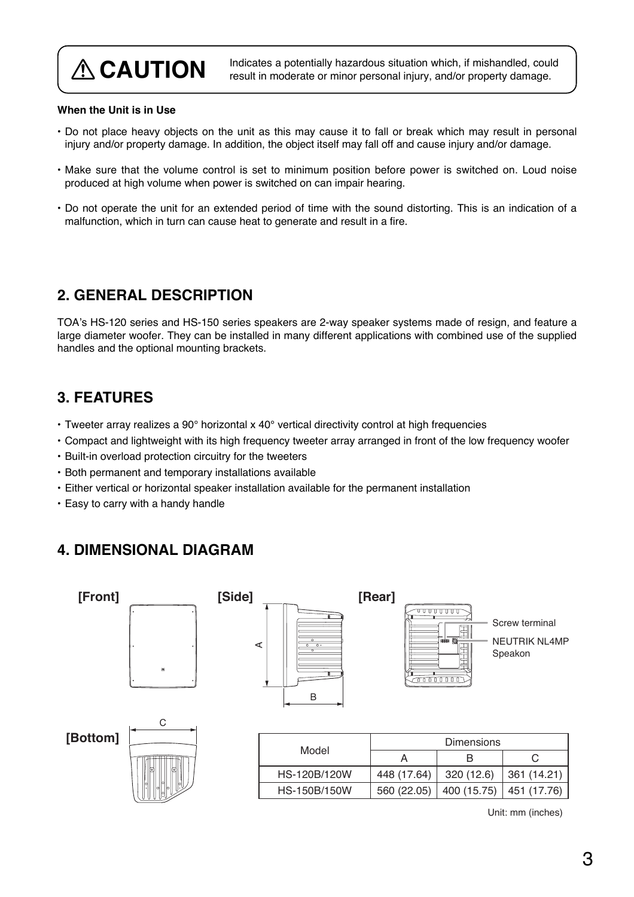# ⚠ CAUTION

Indicates a potentially hazardous situation which, if mishandled, could result in moderate or minor personal injury, and/or property damage.

**When the Unit is in Use**

- Do not place heavy objects on the unit as this may cause it to fall or break which may result in personal injury and/or property damage. In addition, the object itself may fall off and cause injury and/or damage.
- Make sure that the volume control is set to minimum position before power is switched on. Loud noise produced at high volume when power is switched on can impair hearing.
- Do not operate the unit for an extended period of time with the sound distorting. This is an indication of a malfunction, which in turn can cause heat to generate and result in a fire.

## 2. GENERAL DESCRIPTION

TOA's HS-120 series and HS-150 series speakers are 2-way speaker systems made of resign, and feature a large diameter woofer. They can be installed in many different applications with combined use of the supplied handles and the optional mounting brackets.

## 3. FEATURES

- Tweeter array realizes a 90° horizontal x 40° vertical directivity control at high frequencies
- Compact and lightweight with its high frequency tweeter array arranged in front of the low frequency woofer
- Built-in overload protection circuitry for the tweeters
- Both permanent and temporary installations available
- Either vertical or horizontal speaker installation available for the permanent installation
- Easy to carry with a handy handle

## 4. DIMENSIONAL DIAGRAM

**[Front]** **[Side]** **[Rear]**

Screw terminal

NEUTRIK NL4MP Speakon

**[Bottom]**

| Model | Dimensions | | |
|---|---|---|---|
| | A | B | C |
| HS-120B/120W | 448 (17.64) | 320 (12.6) | 361 (14.21) |
| HS-150B/150W | 560 (22.05) | 400 (15.75) | 451 (17.76) |

Unit: mm (inches)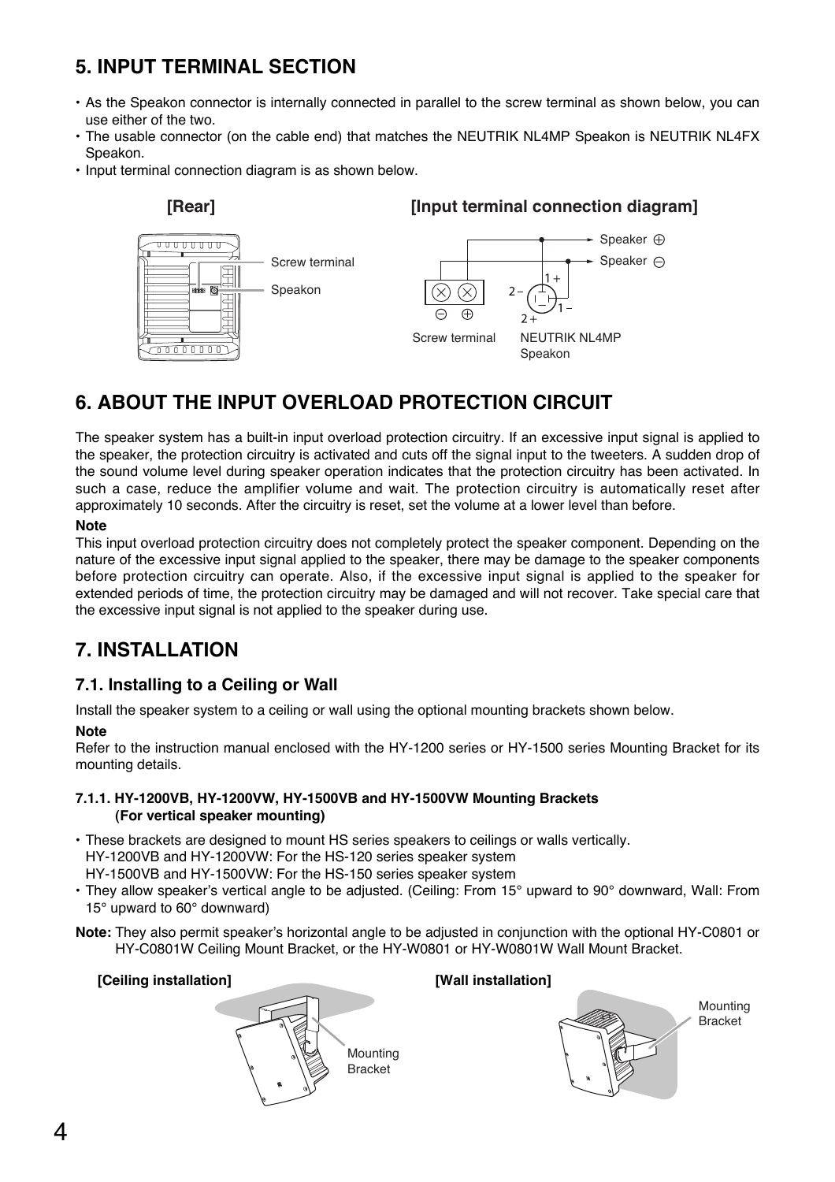## 5. INPUT TERMINAL SECTION

- As the Speakon connector is internally connected in parallel to the screw terminal as shown below, you can use either of the two.
- The usable connector (on the cable end) that matches the NEUTRIK NL4MP Speakon is NEUTRIK NL4FX Speakon.
- Input terminal connection diagram is as shown below.

**[Rear]**

Screw terminal

Speakon

**[Input terminal connection diagram]**

Speaker ⊕

Speaker ⊖

Screw terminal

NEUTRIK NL4MP Speakon

## 6. ABOUT THE INPUT OVERLOAD PROTECTION CIRCUIT

The speaker system has a built-in input overload protection circuitry. If an excessive input signal is applied to the speaker, the protection circuitry is activated and cuts off the signal input to the tweeters. A sudden drop of the sound volume level during speaker operation indicates that the protection circuitry has been activated. In such a case, reduce the amplifier volume and wait. The protection circuitry is automatically reset after approximately 10 seconds. After the circuitry is reset, set the volume at a lower level than before.

**Note**

This input overload protection circuitry does not completely protect the speaker component. Depending on the nature of the excessive input signal applied to the speaker, there may be damage to the speaker components before protection circuitry can operate. Also, if the excessive input signal is applied to the speaker for extended periods of time, the protection circuitry may be damaged and will not recover. Take special care that the excessive input signal is not applied to the speaker during use.

## 7. INSTALLATION

### 7.1. Installing to a Ceiling or Wall

Install the speaker system to a ceiling or wall using the optional mounting brackets shown below.

**Note**

Refer to the instruction manual enclosed with the HY-1200 series or HY-1500 series Mounting Bracket for its mounting details.

#### 7.1.1. HY-1200VB, HY-1200VW, HY-1500VB and HY-1500VW Mounting Brackets (For vertical speaker mounting)

- These brackets are designed to mount HS series speakers to ceilings or walls vertically.
  HY-1200VB and HY-1200VW: For the HS-120 series speaker system
  HY-1500VB and HY-1500VW: For the HS-150 series speaker system
- They allow speaker's vertical angle to be adjusted. (Ceiling: From 15° upward to 90° downward, Wall: From 15° upward to 60° downward)

**Note:** They also permit speaker's horizontal angle to be adjusted in conjunction with the optional HY-C0801 or HY-C0801W Ceiling Mount Bracket, or the HY-W0801 or HY-W0801W Wall Mount Bracket.

**[Ceiling installation]**

Mounting Bracket

**[Wall installation]**

Mounting Bracket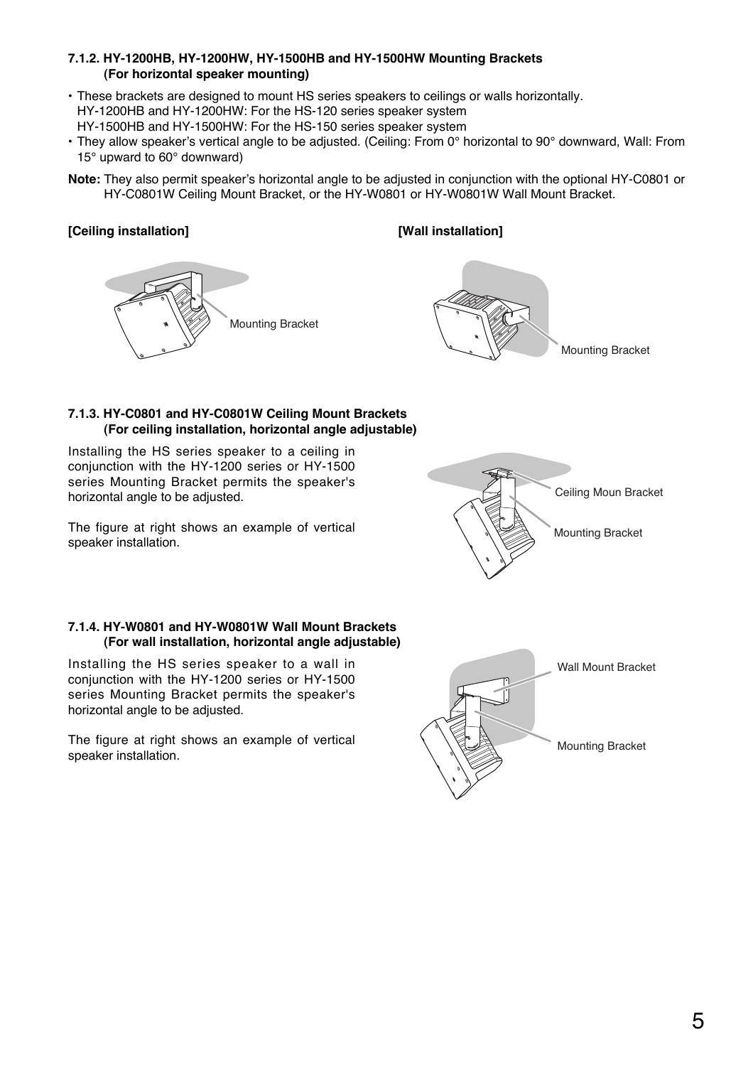### 7.1.2. HY-1200HB, HY-1200HW, HY-1500HB and HY-1500HW Mounting Brackets (For horizontal speaker mounting)

- These brackets are designed to mount HS series speakers to ceilings or walls horizontally.
  HY-1200HB and HY-1200HW: For the HS-120 series speaker system
  HY-1500HB and HY-1500HW: For the HS-150 series speaker system
- They allow speaker's vertical angle to be adjusted. (Ceiling: From 0° horizontal to 90° downward, Wall: From 15° upward to 60° downward)

**Note:** They also permit speaker's horizontal angle to be adjusted in conjunction with the optional HY-C0801 or HY-C0801W Ceiling Mount Bracket, or the HY-W0801 or HY-W0801W Wall Mount Bracket.

**[Ceiling installation]**

Mounting Bracket

**[Wall installation]**

Mounting Bracket

### 7.1.3. HY-C0801 and HY-C0801W Ceiling Mount Brackets (For ceiling installation, horizontal angle adjustable)

Installing the HS series speaker to a ceiling in conjunction with the HY-1200 series or HY-1500 series Mounting Bracket permits the speaker's horizontal angle to be adjusted.

The figure at right shows an example of vertical speaker installation.

Ceiling Moun Bracket

Mounting Bracket

### 7.1.4. HY-W0801 and HY-W0801W Wall Mount Brackets (For wall installation, horizontal angle adjustable)

Installing the HS series speaker to a wall in conjunction with the HY-1200 series or HY-1500 series Mounting Bracket permits the speaker's horizontal angle to be adjusted.

The figure at right shows an example of vertical speaker installation.

Wall Mount Bracket

Mounting Bracket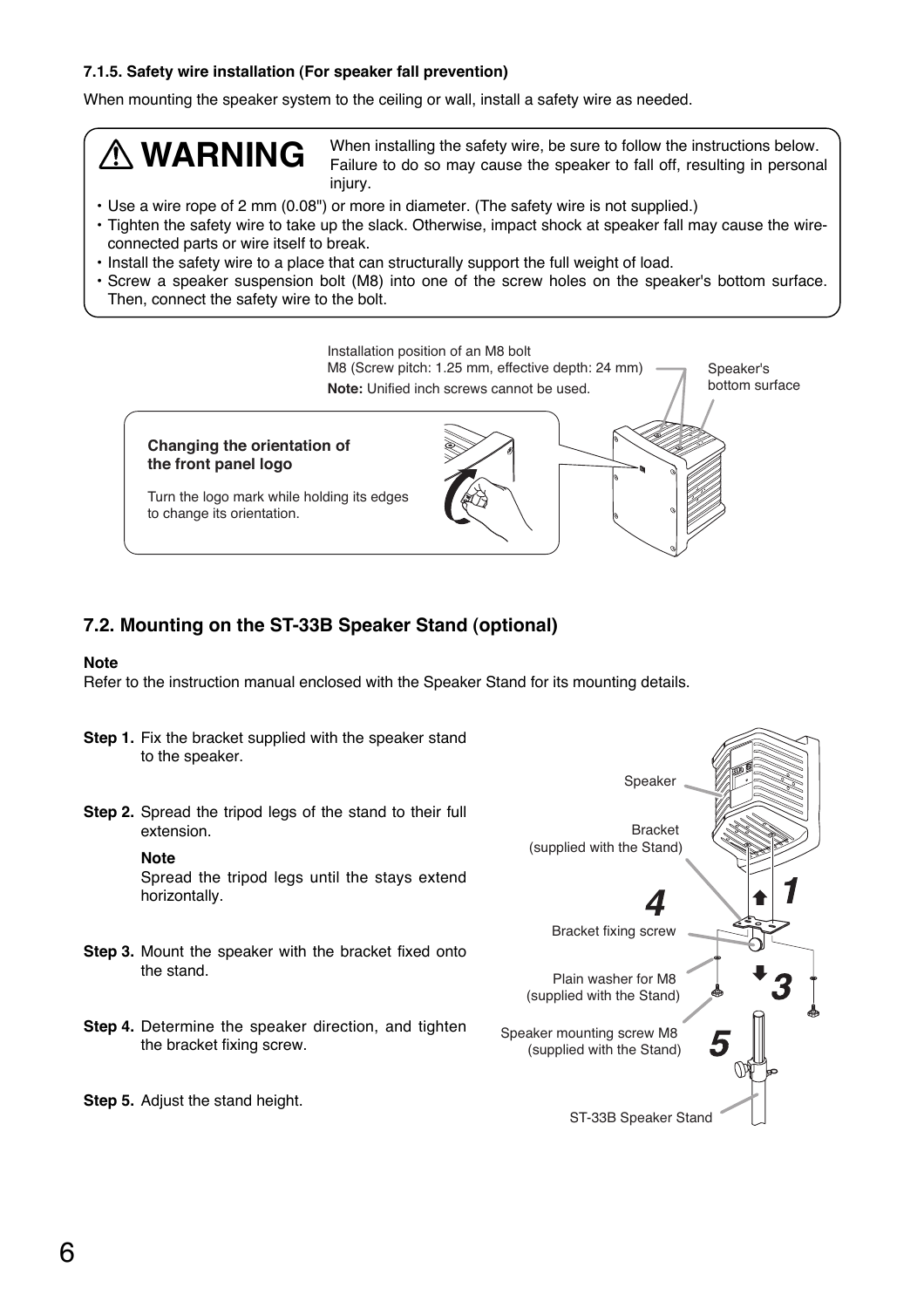#### 7.1.5. Safety wire installation (For speaker fall prevention)

When mounting the speaker system to the ceiling or wall, install a safety wire as needed.

> ⚠ **WARNING** When installing the safety wire, be sure to follow the instructions below. Failure to do so may cause the speaker to fall off, resulting in personal injury.
>
> - Use a wire rope of 2 mm (0.08") or more in diameter. (The safety wire is not supplied.)
> - Tighten the safety wire to take up the slack. Otherwise, impact shock at speaker fall may cause the wire-connected parts or wire itself to break.
> - Install the safety wire to a place that can structurally support the full weight of load.
> - Screw a speaker suspension bolt (M8) into one of the screw holes on the speaker's bottom surface. Then, connect the safety wire to the bolt.

Installation position of an M8 bolt
M8 (Screw pitch: 1.25 mm, effective depth: 24 mm)
**Note:** Unified inch screws cannot be used.

Speaker's bottom surface

**Changing the orientation of the front panel logo**

Turn the logo mark while holding its edges to change its orientation.

### 7.2. Mounting on the ST-33B Speaker Stand (optional)

**Note**
Refer to the instruction manual enclosed with the Speaker Stand for its mounting details.

**Step 1.** Fix the bracket supplied with the speaker stand to the speaker.

**Step 2.** Spread the tripod legs of the stand to their full extension.

**Note**
Spread the tripod legs until the stays extend horizontally.

**Step 3.** Mount the speaker with the bracket fixed onto the stand.

**Step 4.** Determine the speaker direction, and tighten the bracket fixing screw.

**Step 5.** Adjust the stand height.

Speaker
Bracket (supplied with the Stand)
Bracket fixing screw
Plain washer for M8 (supplied with the Stand)
Speaker mounting screw M8 (supplied with the Stand)
ST-33B Speaker Stand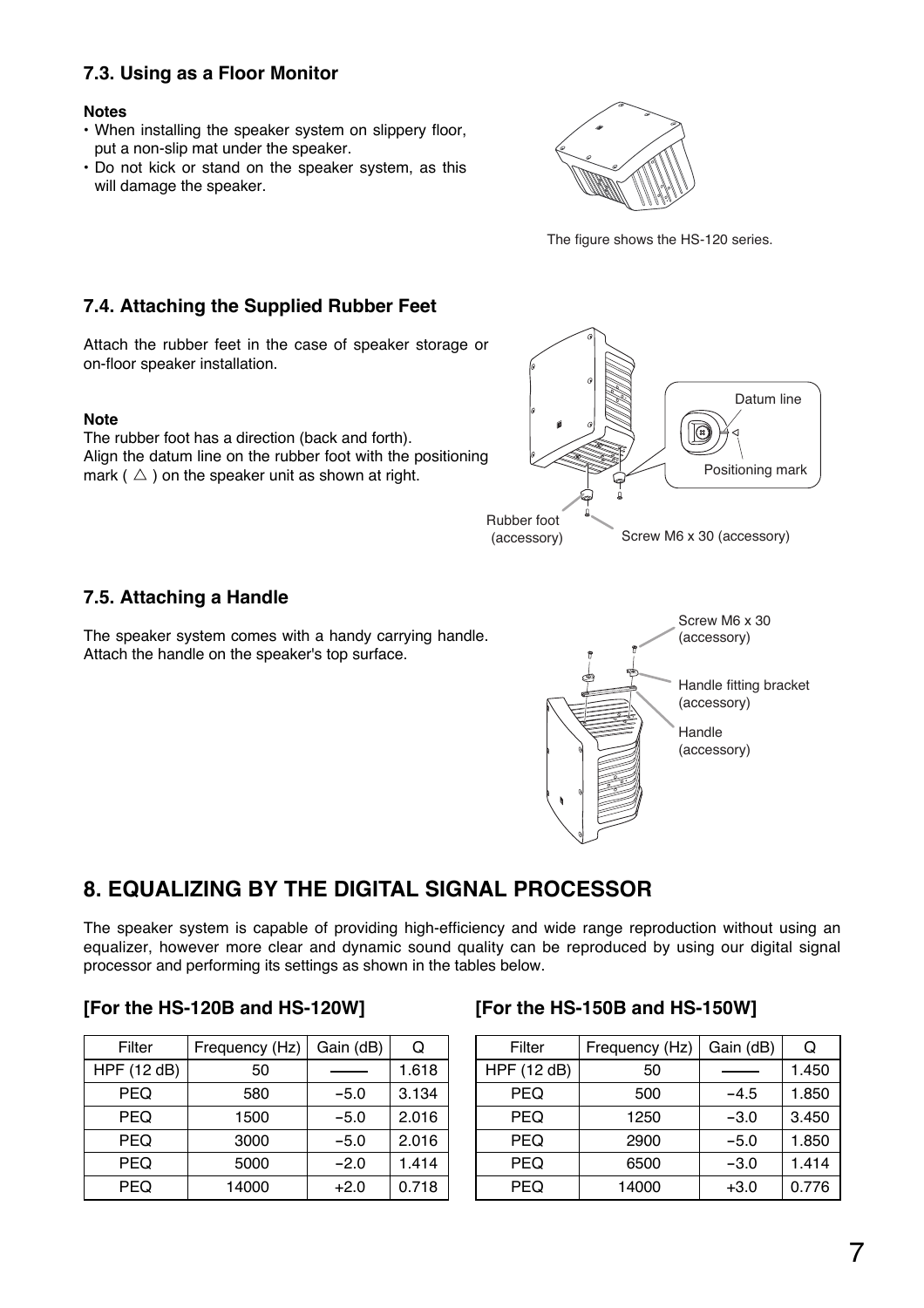### 7.3. Using as a Floor Monitor

**Notes**

- When installing the speaker system on slippery floor, put a non-slip mat under the speaker.
- Do not kick or stand on the speaker system, as this will damage the speaker.

The figure shows the HS-120 series.

### 7.4. Attaching the Supplied Rubber Feet

Attach the rubber feet in the case of speaker storage or on-floor speaker installation.

**Note**

The rubber foot has a direction (back and forth).
Align the datum line on the rubber foot with the positioning mark ( △ ) on the speaker unit as shown at right.

Datum line

Positioning mark

Rubber foot (accessory)

Screw M6 x 30 (accessory)

### 7.5. Attaching a Handle

The speaker system comes with a handy carrying handle. Attach the handle on the speaker's top surface.

Screw M6 x 30 (accessory)

Handle fitting bracket (accessory)

Handle (accessory)

## 8. EQUALIZING BY THE DIGITAL SIGNAL PROCESSOR

The speaker system is capable of providing high-efficiency and wide range reproduction without using an equalizer, however more clear and dynamic sound quality can be reproduced by using our digital signal processor and performing its settings as shown in the tables below.

### [For the HS-120B and HS-120W]

| Filter | Frequency (Hz) | Gain (dB) | Q |
|---|---|---|---|
| HPF (12 dB) | 50 | —— | 1.618 |
| PEQ | 580 | −5.0 | 3.134 |
| PEQ | 1500 | −5.0 | 2.016 |
| PEQ | 3000 | −5.0 | 2.016 |
| PEQ | 5000 | −2.0 | 1.414 |
| PEQ | 14000 | +2.0 | 0.718 |

### [For the HS-150B and HS-150W]

| Filter | Frequency (Hz) | Gain (dB) | Q |
|---|---|---|---|
| HPF (12 dB) | 50 | —— | 1.450 |
| PEQ | 500 | −4.5 | 1.850 |
| PEQ | 1250 | −3.0 | 3.450 |
| PEQ | 2900 | −5.0 | 1.850 |
| PEQ | 6500 | −3.0 | 1.414 |
| PEQ | 14000 | +3.0 | 0.776 |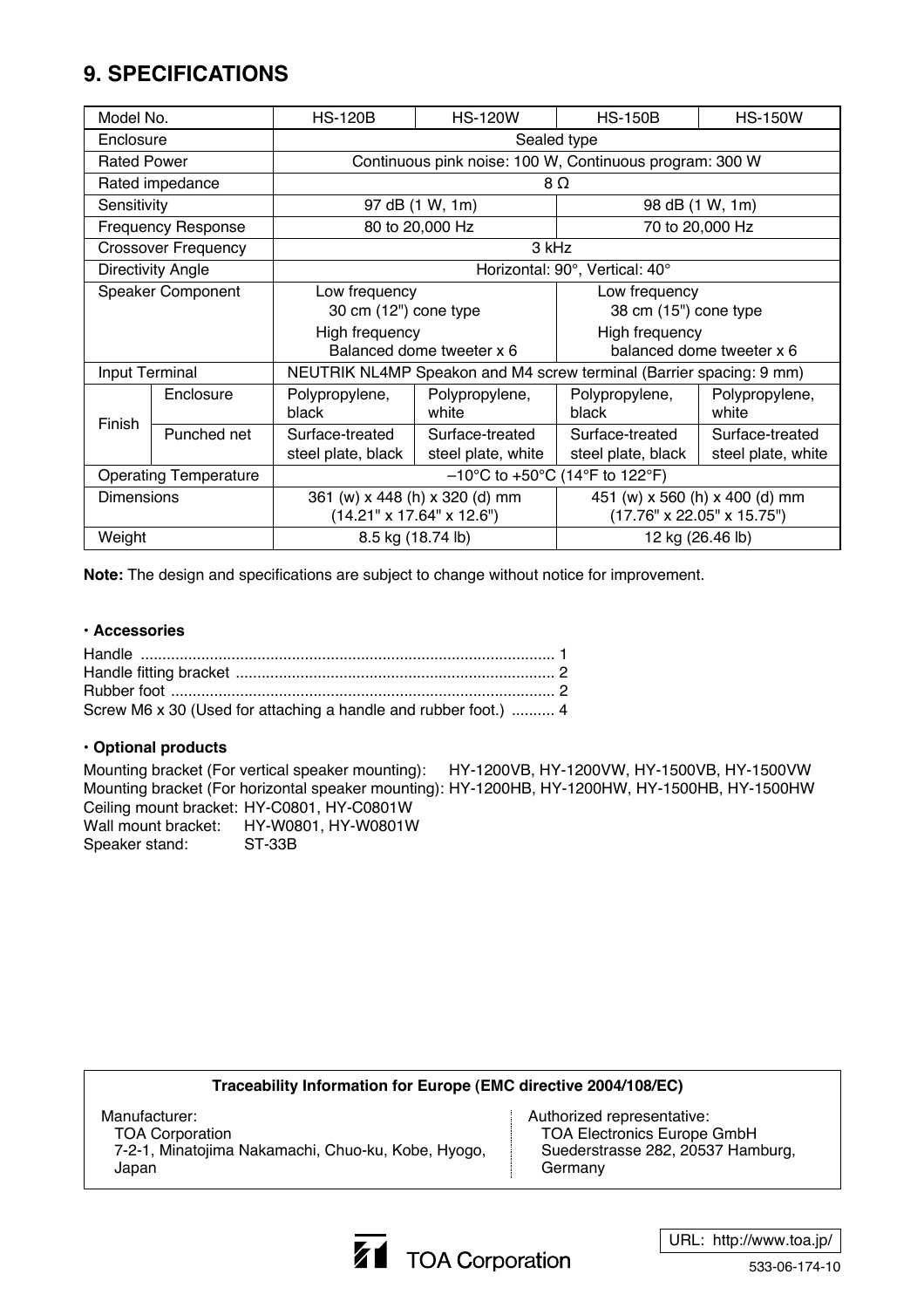## 9. SPECIFICATIONS

| Model No. | | HS-120B | HS-120W | HS-150B | HS-150W |
|---|---|---|---|---|---|
| Enclosure | | Sealed type | | | |
| Rated Power | | Continuous pink noise: 100 W, Continuous program: 300 W | | | |
| Rated impedance | | 8 Ω | | | |
| Sensitivity | | 97 dB (1 W, 1m) | | 98 dB (1 W, 1m) | |
| Frequency Response | | 80 to 20,000 Hz | | 70 to 20,000 Hz | |
| Crossover Frequency | | 3 kHz | | | |
| Directivity Angle | | Horizontal: 90°, Vertical: 40° | | | |
| Speaker Component | | Low frequency 30 cm (12") cone type High frequency Balanced dome tweeter x 6 | | Low frequency 38 cm (15") cone type High frequency balanced dome tweeter x 6 | |
| Input Terminal | | NEUTRIK NL4MP Speakon and M4 screw terminal (Barrier spacing: 9 mm) | | | |
| Finish | Enclosure | Polypropylene, black | Polypropylene, white | Polypropylene, black | Polypropylene, white |
| | Punched net | Surface-treated steel plate, black | Surface-treated steel plate, white | Surface-treated steel plate, black | Surface-treated steel plate, white |
| Operating Temperature | | –10°C to +50°C (14°F to 122°F) | | | |
| Dimensions | | 361 (w) x 448 (h) x 320 (d) mm (14.21" x 17.64" x 12.6") | | 451 (w) x 560 (h) x 400 (d) mm (17.76" x 22.05" x 15.75") | |
| Weight | | 8.5 kg (18.74 lb) | | 12 kg (26.46 lb) | |

**Note:** The design and specifications are subject to change without notice for improvement.

**• Accessories**

Handle ............................................................................................... 1
Handle fitting bracket ......................................................................... 2
Rubber foot ........................................................................................ 2
Screw M6 x 30 (Used for attaching a handle and rubber foot.) .......... 4

**• Optional products**

Mounting bracket (For vertical speaker mounting): HY-1200VB, HY-1200VW, HY-1500VB, HY-1500VW
Mounting bracket (For horizontal speaker mounting): HY-1200HB, HY-1200HW, HY-1500HB, HY-1500HW
Ceiling mount bracket: HY-C0801, HY-C0801W
Wall mount bracket: HY-W0801, HY-W0801W
Speaker stand: ST-33B

**Traceability Information for Europe (EMC directive 2004/108/EC)**

Manufacturer:
TOA Corporation
7-2-1, Minatojima Nakamachi, Chuo-ku, Kobe, Hyogo, Japan

Authorized representative:
TOA Electronics Europe GmbH
Suederstrasse 282, 20537 Hamburg, Germany

TOA Corporation

URL: http://www.toa.jp/

533-06-174-10